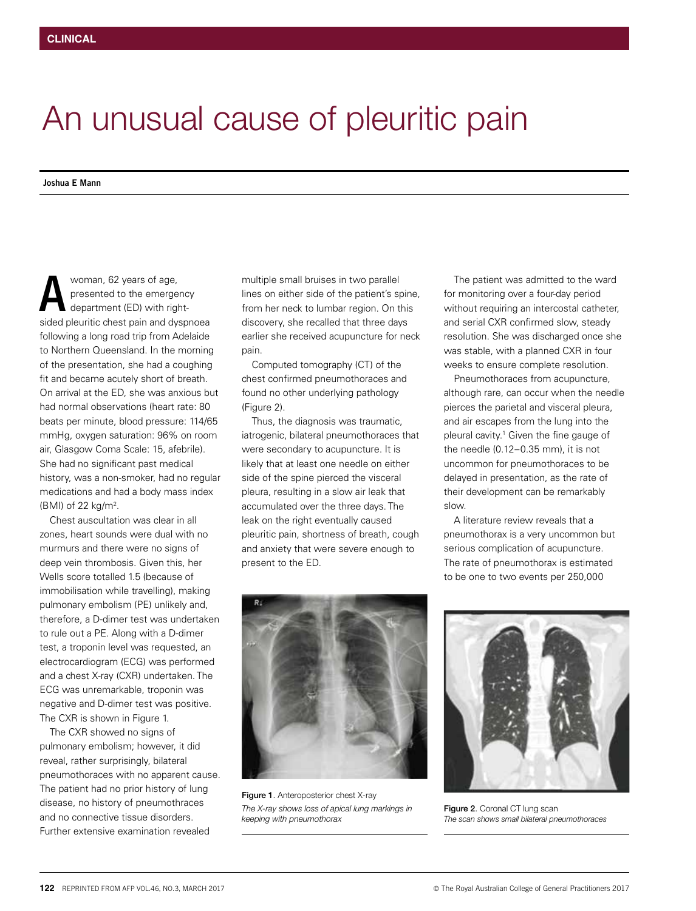CLINICAL

# An unusual cause of pleuritic pain

**Joshua E Mann**

A woman, 62 years of age, presented to the emergency department (ED) with right-sided pleuritic chest pain and dyspnoea following a long road trip from Adelaide to Northern Queensland. In the morning of the presentation, she had a coughing fit and became acutely short of breath. On arrival at the ED, she was anxious but had normal observations (heart rate: 80 beats per minute, blood pressure: 114/65 mmHg, oxygen saturation: 96% on room air, Glasgow Coma Scale: 15, afebrile). She had no significant past medical history, was a non-smoker, had no regular medications and had a body mass index (BMI) of 22 kg/m$^2$.

Chest auscultation was clear in all zones, heart sounds were dual with no murmurs and there were no signs of deep vein thrombosis. Given this, her Wells score totalled 1.5 (because of immobilisation while travelling), making pulmonary embolism (PE) unlikely and, therefore, a D-dimer test was undertaken to rule out a PE. Along with a D-dimer test, a troponin level was requested, an electrocardiogram (ECG) was performed and a chest X-ray (CXR) undertaken. The ECG was unremarkable, troponin was negative and D-dimer test was positive. The CXR is shown in Figure 1.

The CXR showed no signs of pulmonary embolism; however, it did reveal, rather surprisingly, bilateral pneumothoraces with no apparent cause. The patient had no prior history of lung disease, no history of pneumothraces and no connective tissue disorders. Further extensive examination revealed multiple small bruises in two parallel lines on either side of the patient's spine, from her neck to lumbar region. On this discovery, she recalled that three days earlier she received acupuncture for neck pain.

Computed tomography (CT) of the chest confirmed pneumothoraces and found no other underlying pathology (Figure 2).

Thus, the diagnosis was traumatic, iatrogenic, bilateral pneumothoraces that were secondary to acupuncture. It is likely that at least one needle on either side of the spine pierced the visceral pleura, resulting in a slow air leak that accumulated over the three days. The leak on the right eventually caused pleuritic pain, shortness of breath, cough and anxiety that were severe enough to present to the ED.

The patient was admitted to the ward for monitoring over a four-day period without requiring an intercostal catheter, and serial CXR confirmed slow, steady resolution. She was discharged once she was stable, with a planned CXR in four weeks to ensure complete resolution.

Pneumothoraces from acupuncture, although rare, can occur when the needle pierces the parietal and visceral pleura, and air escapes from the lung into the pleural cavity.[1] Given the fine gauge of the needle (0.12–0.35 mm), it is not uncommon for pneumothoraces to be delayed in presentation, as the rate of their development can be remarkably slow.

A literature review reveals that a pneumothorax is a very uncommon but serious complication of acupuncture. The rate of pneumothorax is estimated to be one to two events per 250,000

**Figure 1**. Anteroposterior chest X-ray
*The X-ray shows loss of apical lung markings in keeping with pneumothorax*

**Figure 2**. Coronal CT lung scan
*The scan shows small bilateral pneumothoraces*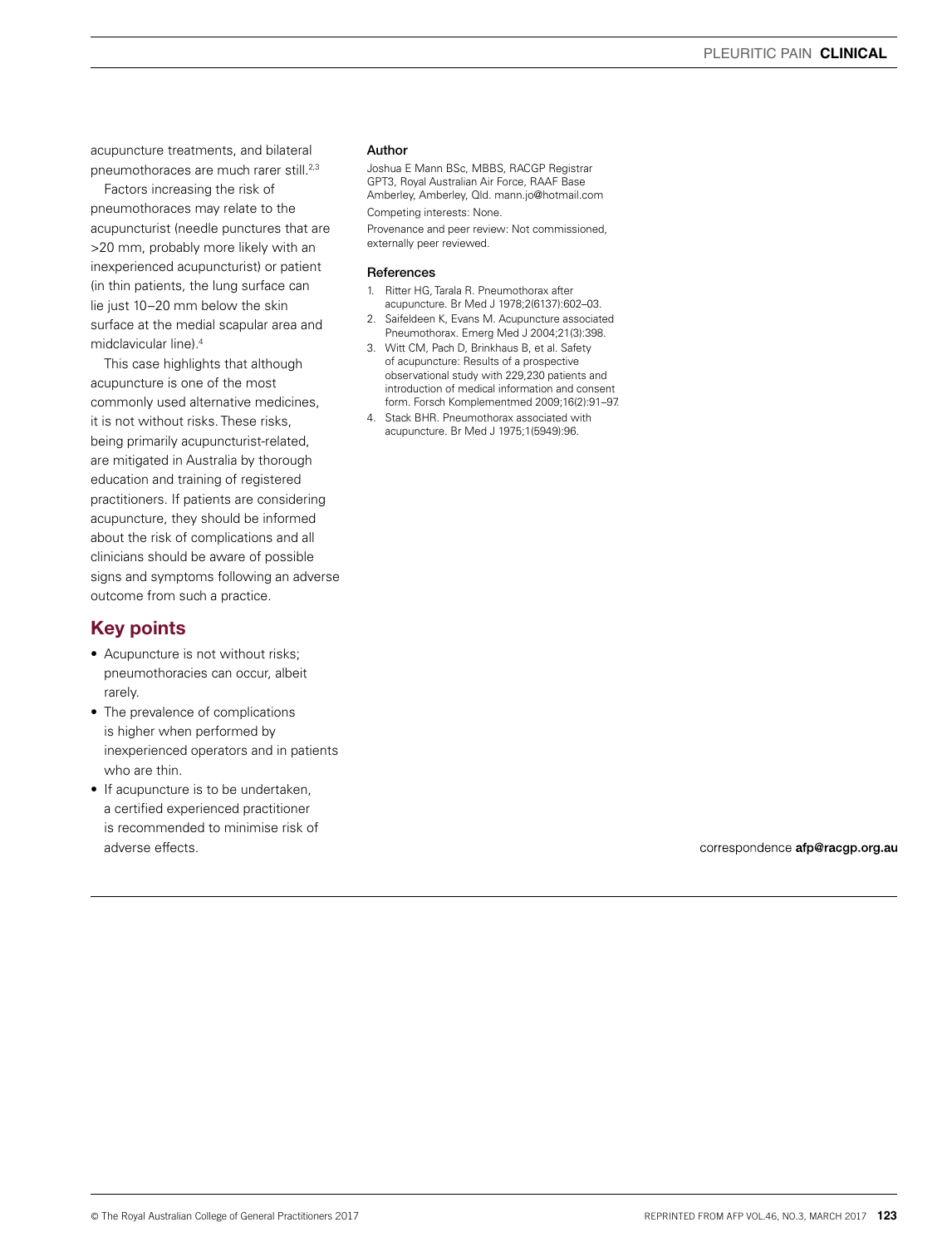acupuncture treatments, and bilateral pneumothoraces are much rarer still.[2,3]

Factors increasing the risk of pneumothoraces may relate to the acupuncturist (needle punctures that are >20 mm, probably more likely with an inexperienced acupuncturist) or patient (in thin patients, the lung surface can lie just 10–20 mm below the skin surface at the medial scapular area and midclavicular line).[4]

This case highlights that although acupuncture is one of the most commonly used alternative medicines, it is not without risks. These risks, being primarily acupuncturist-related, are mitigated in Australia by thorough education and training of registered practitioners. If patients are considering acupuncture, they should be informed about the risk of complications and all clinicians should be aware of possible signs and symptoms following an adverse outcome from such a practice.

## Key points

- Acupuncture is not without risks; pneumothoracies can occur, albeit rarely.
- The prevalence of complications is higher when performed by inexperienced operators and in patients who are thin.
- If acupuncture is to be undertaken, a certified experienced practitioner is recommended to minimise risk of adverse effects.

### Author

Joshua E Mann BSc, MBBS, RACGP Registrar GPT3, Royal Australian Air Force, RAAF Base Amberley, Amberley, Qld. mann.jo@hotmail.com

Competing interests: None.

Provenance and peer review: Not commissioned, externally peer reviewed.

### References

1. Ritter HG, Tarala R. Pneumothorax after acupuncture. Br Med J 1978;2(6137):602–03.
2. Saifeldeen K, Evans M. Acupuncture associated Pneumothorax. Emerg Med J 2004;21(3):398.
3. Witt CM, Pach D, Brinkhaus B, et al. Safety of acupuncture: Results of a prospective observational study with 229,230 patients and introduction of medical information and consent form. Forsch Komplementmed 2009;16(2):91–97.
4. Stack BHR. Pneumothorax associated with acupuncture. Br Med J 1975;1(5949):96.

correspondence **afp@racgp.org.au**